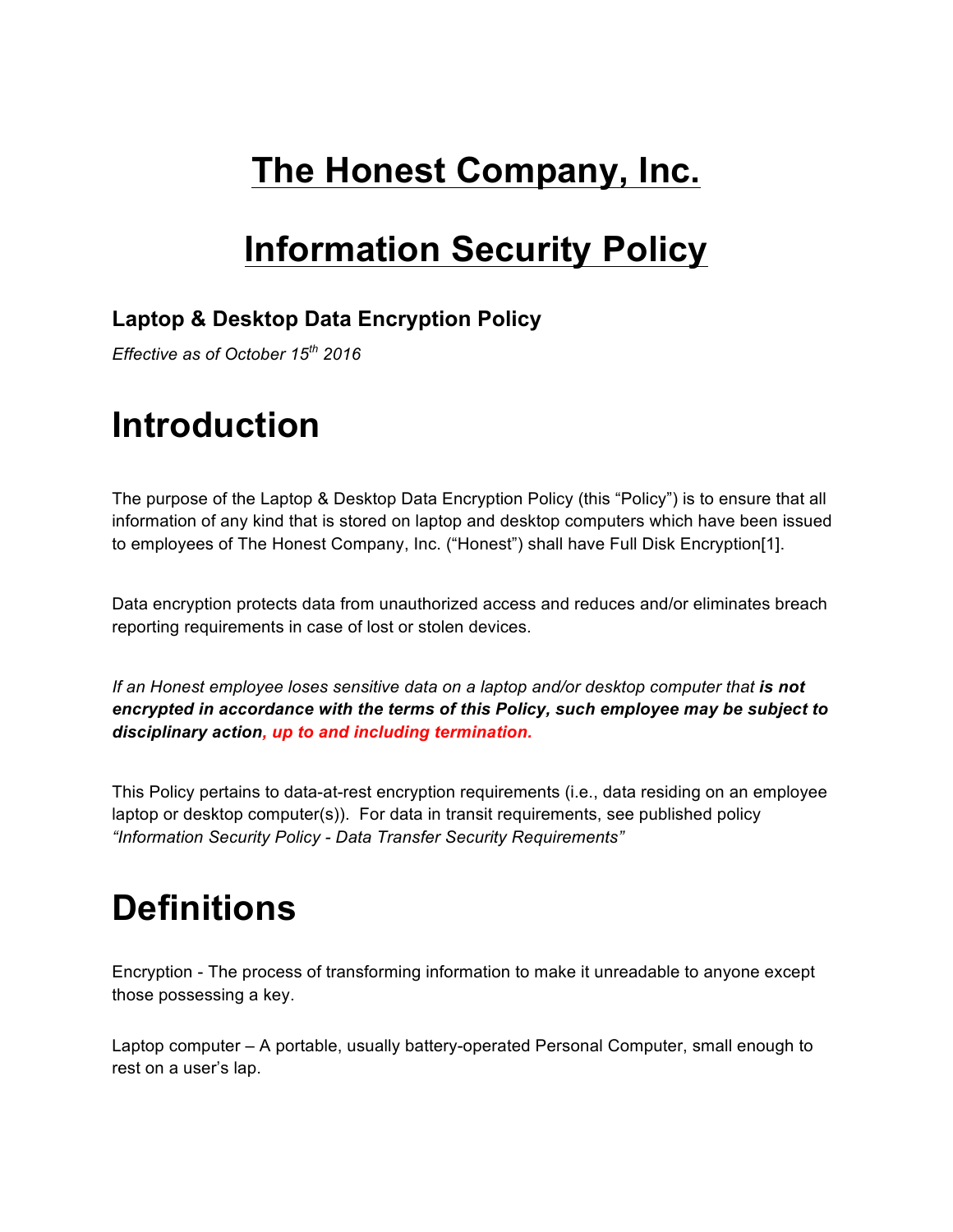# The Honest Company, Inc.

# Information Security Policy

### Laptop & Desktop Data Encryption Policy

*Effective as of October 15th 2016*

## Introduction

The purpose of the Laptop & Desktop Data Encryption Policy (this "Policy") is to ensure that all information of any kind that is stored on laptop and desktop computers which have been issued to employees of The Honest Company, Inc. ("Honest") shall have Full Disk Encryption[1].

Data encryption protects data from unauthorized access and reduces and/or eliminates breach reporting requirements in case of lost or stolen devices.

*If an Honest employee loses sensitive data on a laptop and/or desktop computer that **is not encrypted in accordance with the terms of this Policy, such employee may be subject to disciplinary action, up to and including termination.***

This Policy pertains to data-at-rest encryption requirements (i.e., data residing on an employee laptop or desktop computer(s)). For data in transit requirements, see published policy *"Information Security Policy - Data Transfer Security Requirements"*

## Definitions

Encryption - The process of transforming information to make it unreadable to anyone except those possessing a key.

Laptop computer – A portable, usually battery-operated Personal Computer, small enough to rest on a user's lap.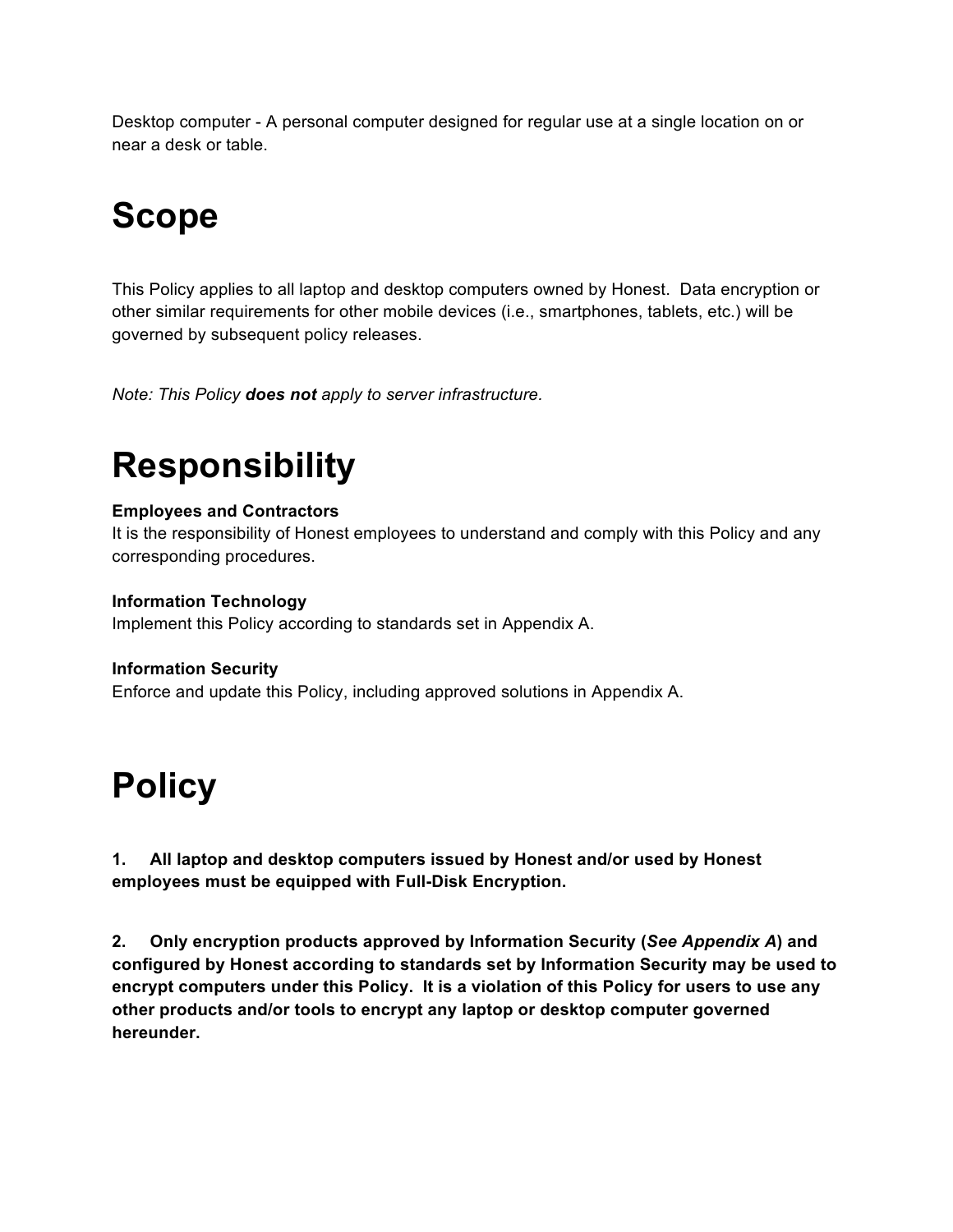Desktop computer - A personal computer designed for regular use at a single location on or near a desk or table.

# Scope

This Policy applies to all laptop and desktop computers owned by Honest. Data encryption or other similar requirements for other mobile devices (i.e., smartphones, tablets, etc.) will be governed by subsequent policy releases.

*Note: This Policy **does not** apply to server infrastructure.*

# Responsibility

**Employees and Contractors**
It is the responsibility of Honest employees to understand and comply with this Policy and any corresponding procedures.

**Information Technology**
Implement this Policy according to standards set in Appendix A.

**Information Security**
Enforce and update this Policy, including approved solutions in Appendix A.

# Policy

**1. All laptop and desktop computers issued by Honest and/or used by Honest employees must be equipped with Full-Disk Encryption.**

**2. Only encryption products approved by Information Security (*See Appendix A*) and configured by Honest according to standards set by Information Security may be used to encrypt computers under this Policy. It is a violation of this Policy for users to use any other products and/or tools to encrypt any laptop or desktop computer governed hereunder.**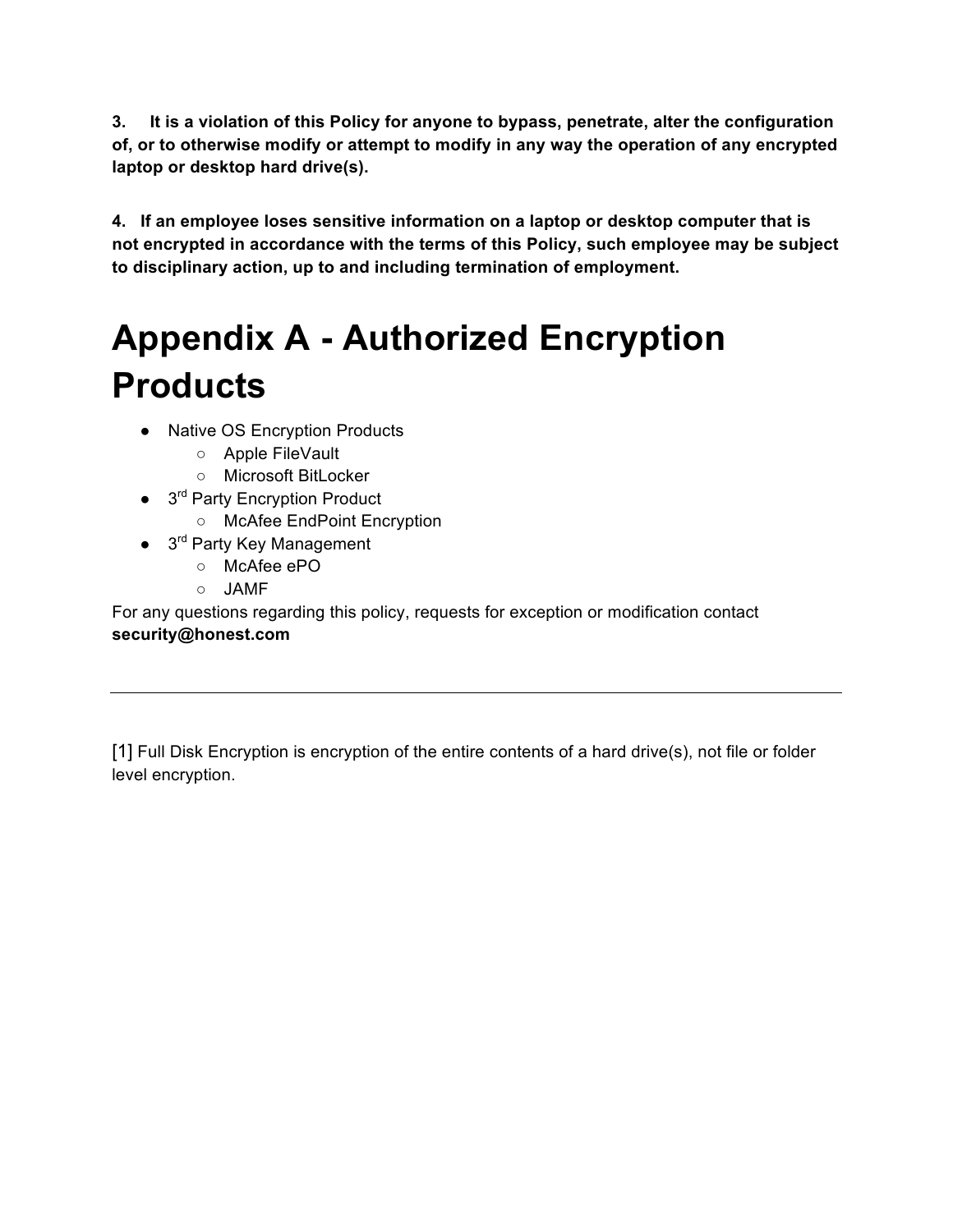**3. It is a violation of this Policy for anyone to bypass, penetrate, alter the configuration of, or to otherwise modify or attempt to modify in any way the operation of any encrypted laptop or desktop hard drive(s).**

**4. If an employee loses sensitive information on a laptop or desktop computer that is not encrypted in accordance with the terms of this Policy, such employee may be subject to disciplinary action, up to and including termination of employment.**

# Appendix A - Authorized Encryption Products

- Native OS Encryption Products
  - Apple FileVault
  - Microsoft BitLocker
- 3rd Party Encryption Product
  - McAfee EndPoint Encryption
- 3rd Party Key Management
  - McAfee ePO
  - JAMF

For any questions regarding this policy, requests for exception or modification contact **security@honest.com**

---

[1] Full Disk Encryption is encryption of the entire contents of a hard drive(s), not file or folder level encryption.